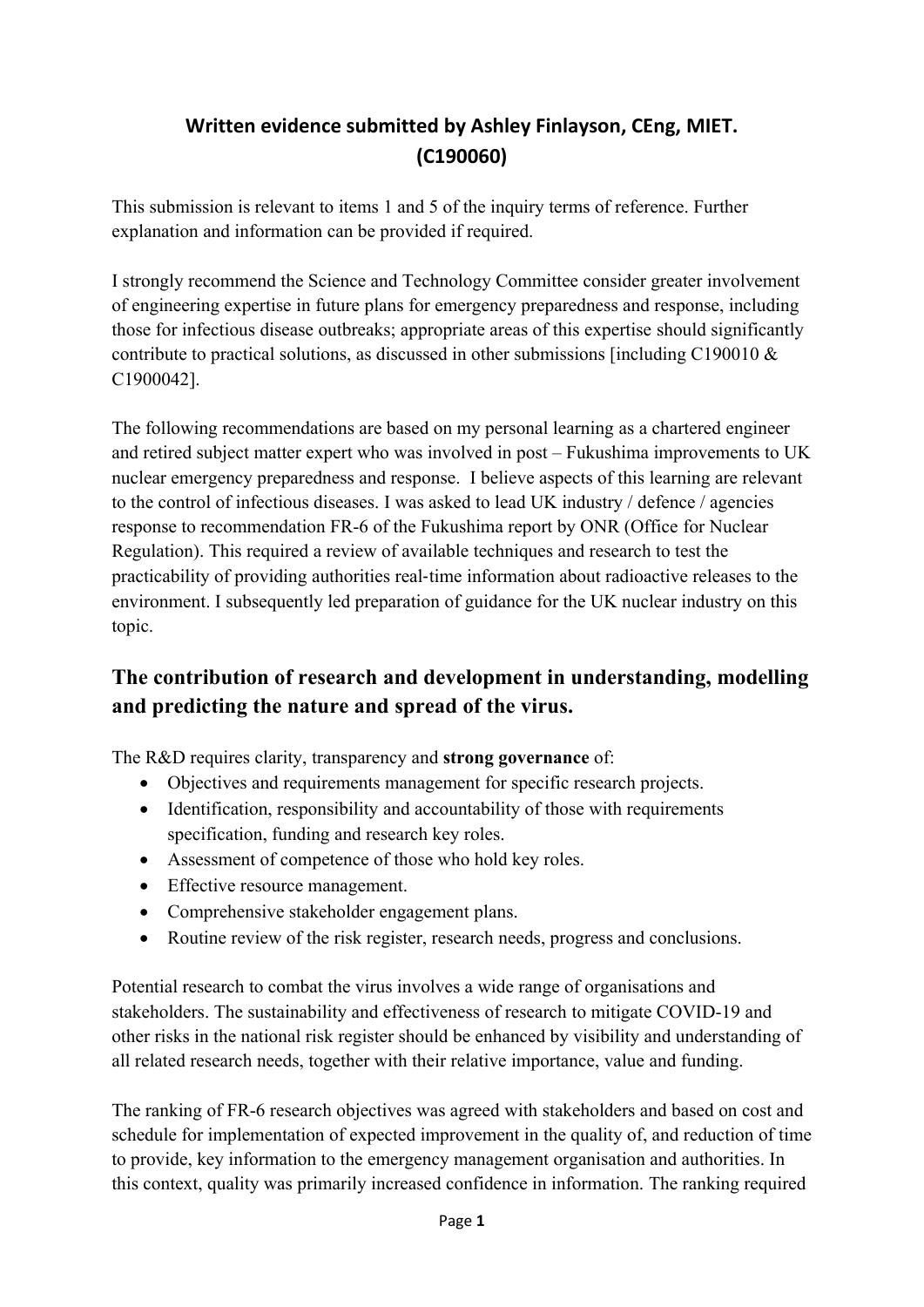# Written evidence submitted by Ashley Finlayson, CEng, MIET. (C190060)

This submission is relevant to items 1 and 5 of the inquiry terms of reference. Further explanation and information can be provided if required.

I strongly recommend the Science and Technology Committee consider greater involvement of engineering expertise in future plans for emergency preparedness and response, including those for infectious disease outbreaks; appropriate areas of this expertise should significantly contribute to practical solutions, as discussed in other submissions [including C190010 & C1900042].

The following recommendations are based on my personal learning as a chartered engineer and retired subject matter expert who was involved in post – Fukushima improvements to UK nuclear emergency preparedness and response. I believe aspects of this learning are relevant to the control of infectious diseases. I was asked to lead UK industry / defence / agencies response to recommendation FR-6 of the Fukushima report by ONR (Office for Nuclear Regulation). This required a review of available techniques and research to test the practicability of providing authorities real-time information about radioactive releases to the environment. I subsequently led preparation of guidance for the UK nuclear industry on this topic.

## The contribution of research and development in understanding, modelling and predicting the nature and spread of the virus.

The R&D requires clarity, transparency and **strong governance** of:

- Objectives and requirements management for specific research projects.
- Identification, responsibility and accountability of those with requirements specification, funding and research key roles.
- Assessment of competence of those who hold key roles.
- Effective resource management.
- Comprehensive stakeholder engagement plans.
- Routine review of the risk register, research needs, progress and conclusions.

Potential research to combat the virus involves a wide range of organisations and stakeholders. The sustainability and effectiveness of research to mitigate COVID-19 and other risks in the national risk register should be enhanced by visibility and understanding of all related research needs, together with their relative importance, value and funding.

The ranking of FR-6 research objectives was agreed with stakeholders and based on cost and schedule for implementation of expected improvement in the quality of, and reduction of time to provide, key information to the emergency management organisation and authorities. In this context, quality was primarily increased confidence in information. The ranking required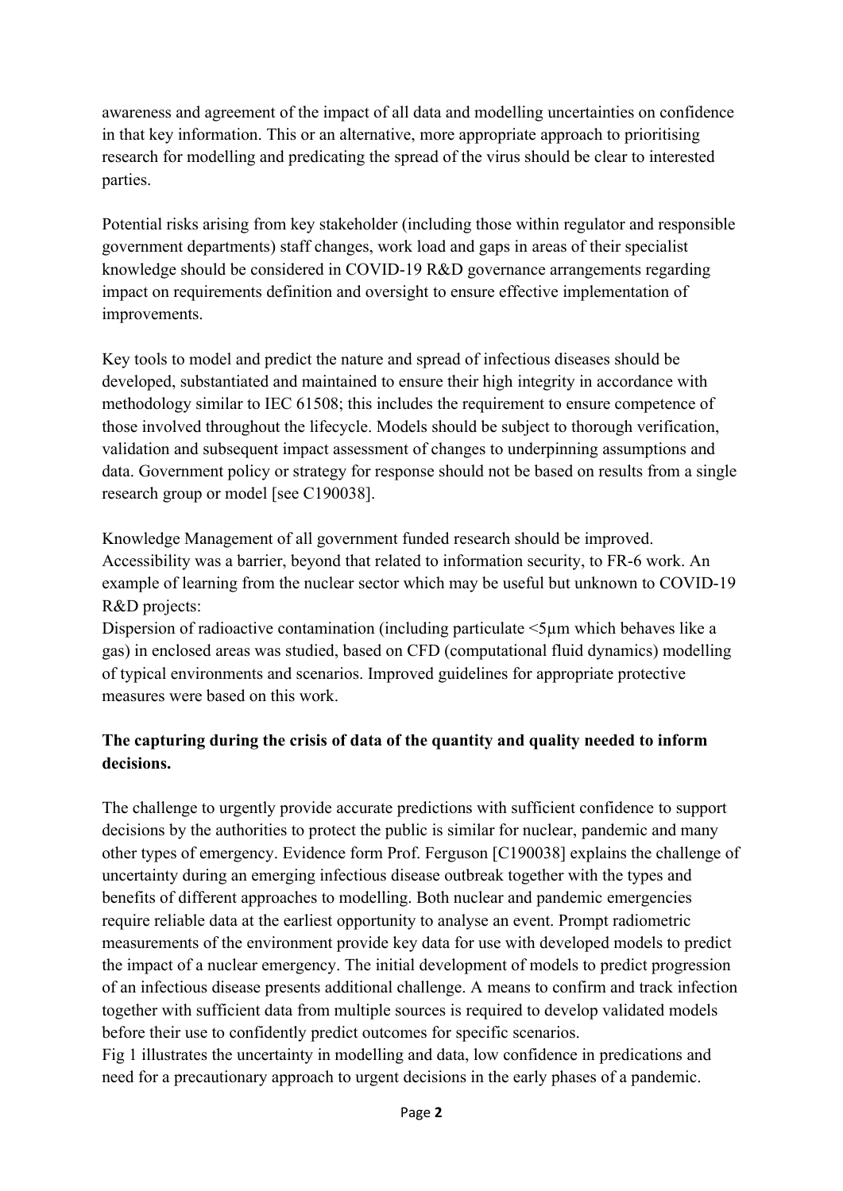awareness and agreement of the impact of all data and modelling uncertainties on confidence in that key information. This or an alternative, more appropriate approach to prioritising research for modelling and predicating the spread of the virus should be clear to interested parties.

Potential risks arising from key stakeholder (including those within regulator and responsible government departments) staff changes, work load and gaps in areas of their specialist knowledge should be considered in COVID-19 R&D governance arrangements regarding impact on requirements definition and oversight to ensure effective implementation of improvements.

Key tools to model and predict the nature and spread of infectious diseases should be developed, substantiated and maintained to ensure their high integrity in accordance with methodology similar to IEC 61508; this includes the requirement to ensure competence of those involved throughout the lifecycle. Models should be subject to thorough verification, validation and subsequent impact assessment of changes to underpinning assumptions and data. Government policy or strategy for response should not be based on results from a single research group or model [see C190038].

Knowledge Management of all government funded research should be improved. Accessibility was a barrier, beyond that related to information security, to FR-6 work. An example of learning from the nuclear sector which may be useful but unknown to COVID-19 R&D projects:
Dispersion of radioactive contamination (including particulate <5µm which behaves like a gas) in enclosed areas was studied, based on CFD (computational fluid dynamics) modelling of typical environments and scenarios. Improved guidelines for appropriate protective measures were based on this work.

**The capturing during the crisis of data of the quantity and quality needed to inform decisions.**

The challenge to urgently provide accurate predictions with sufficient confidence to support decisions by the authorities to protect the public is similar for nuclear, pandemic and many other types of emergency. Evidence form Prof. Ferguson [C190038] explains the challenge of uncertainty during an emerging infectious disease outbreak together with the types and benefits of different approaches to modelling. Both nuclear and pandemic emergencies require reliable data at the earliest opportunity to analyse an event. Prompt radiometric measurements of the environment provide key data for use with developed models to predict the impact of a nuclear emergency. The initial development of models to predict progression of an infectious disease presents additional challenge. A means to confirm and track infection together with sufficient data from multiple sources is required to develop validated models before their use to confidently predict outcomes for specific scenarios.
Fig 1 illustrates the uncertainty in modelling and data, low confidence in predications and need for a precautionary approach to urgent decisions in the early phases of a pandemic.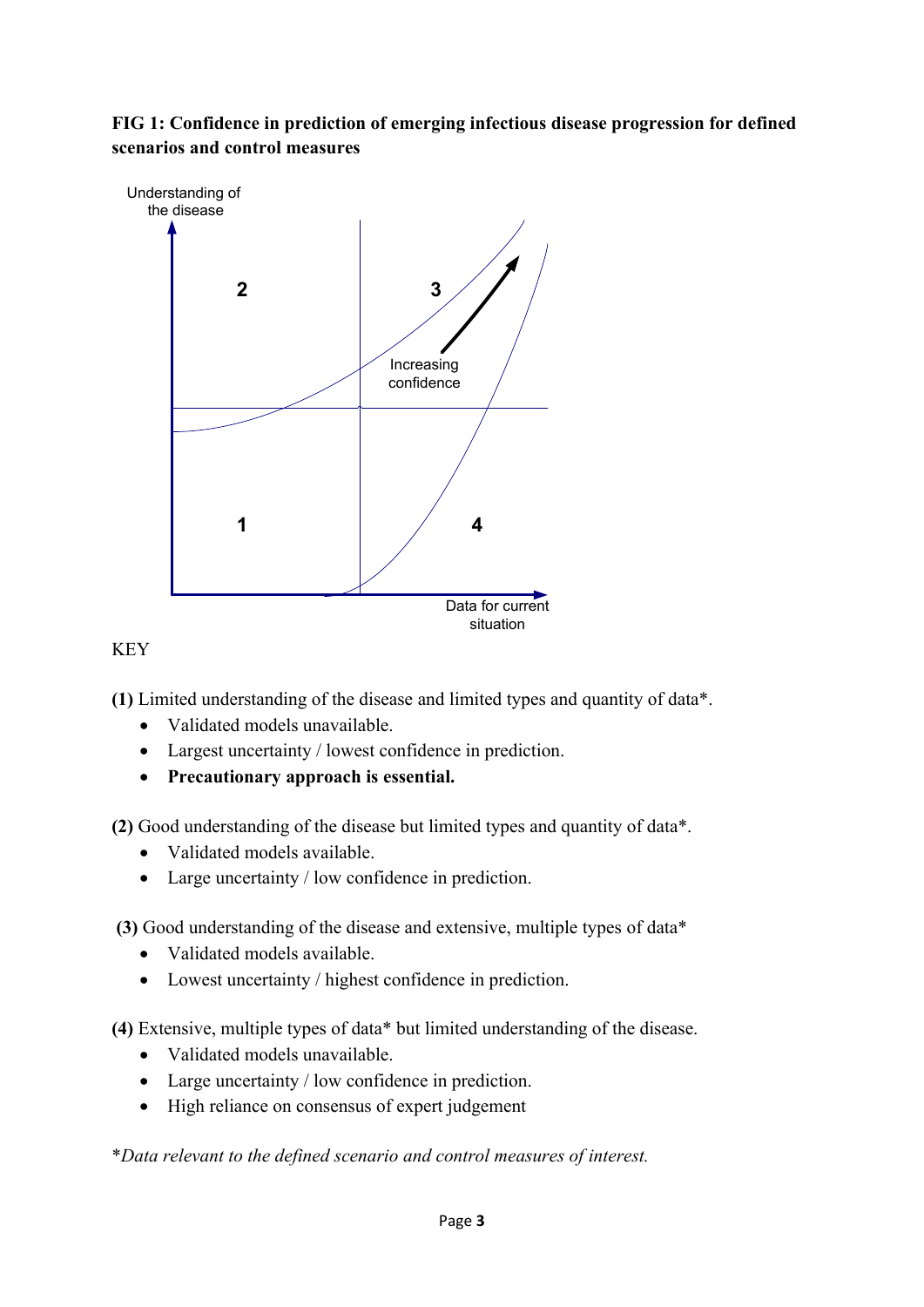**FIG 1: Confidence in prediction of emerging infectious disease progression for defined scenarios and control measures**

KEY

**(1)** Limited understanding of the disease and limited types and quantity of data*.

- Validated models unavailable.
- Largest uncertainty / lowest confidence in prediction.
- **Precautionary approach is essential.**

**(2)** Good understanding of the disease but limited types and quantity of data*.

- Validated models available.
- Large uncertainty / low confidence in prediction.

**(3)** Good understanding of the disease and extensive, multiple types of data*

- Validated models available.
- Lowest uncertainty / highest confidence in prediction.

**(4)** Extensive, multiple types of data* but limited understanding of the disease.

- Validated models unavailable.
- Large uncertainty / low confidence in prediction.
- High reliance on consensus of expert judgement

**Data relevant to the defined scenario and control measures of interest.*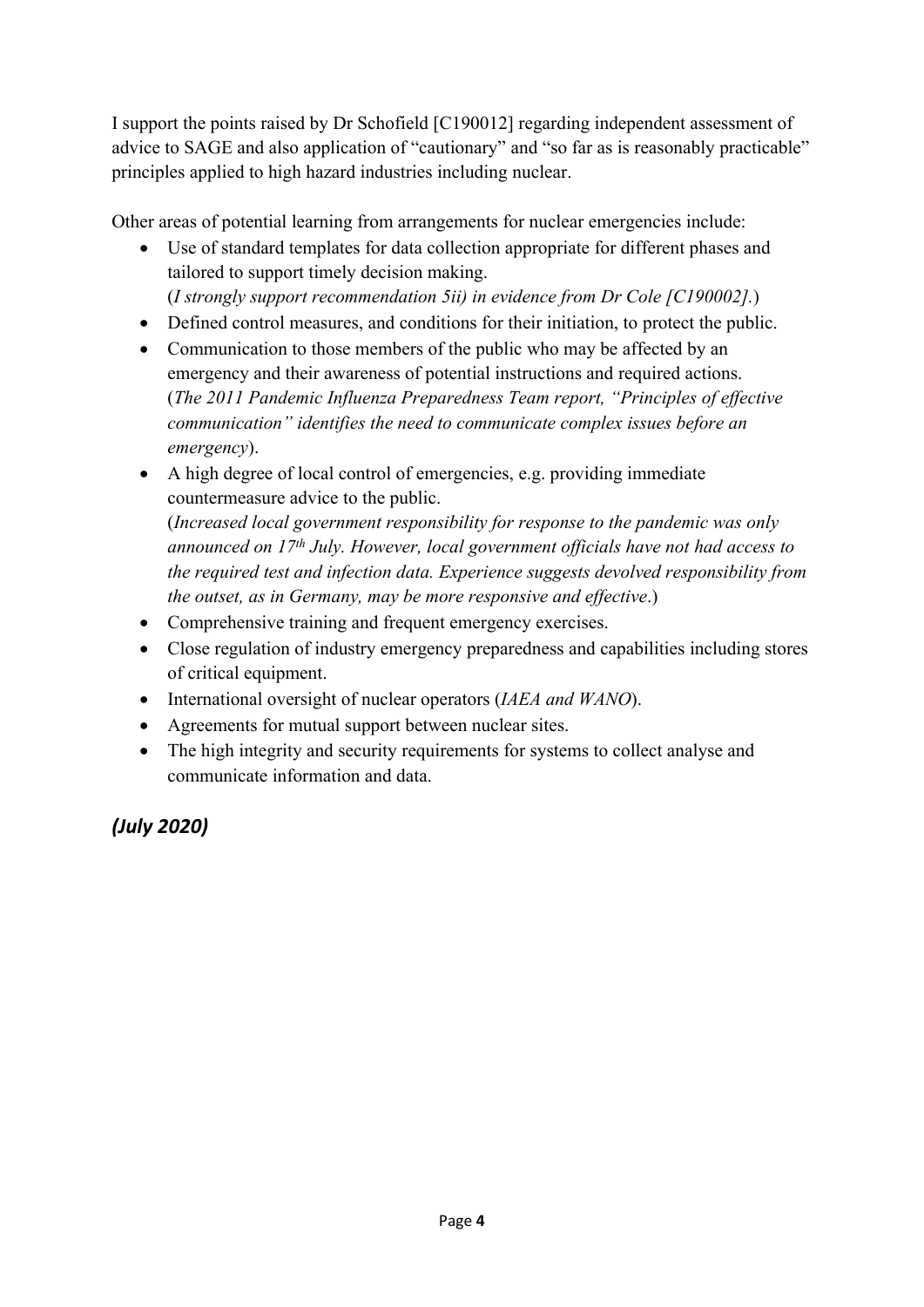I support the points raised by Dr Schofield [C190012] regarding independent assessment of advice to SAGE and also application of "cautionary" and "so far as is reasonably practicable" principles applied to high hazard industries including nuclear.

Other areas of potential learning from arrangements for nuclear emergencies include:

- Use of standard templates for data collection appropriate for different phases and tailored to support timely decision making.
  (*I strongly support recommendation 5ii) in evidence from Dr Cole [C190002].*)
- Defined control measures, and conditions for their initiation, to protect the public.
- Communication to those members of the public who may be affected by an emergency and their awareness of potential instructions and required actions.
  (*The 2011 Pandemic Influenza Preparedness Team report, "Principles of effective communication" identifies the need to communicate complex issues before an emergency*).
- A high degree of local control of emergencies, e.g. providing immediate countermeasure advice to the public.
  (*Increased local government responsibility for response to the pandemic was only announced on 17th July. However, local government officials have not had access to the required test and infection data. Experience suggests devolved responsibility from the outset, as in Germany, may be more responsive and effective*.)
- Comprehensive training and frequent emergency exercises.
- Close regulation of industry emergency preparedness and capabilities including stores of critical equipment.
- International oversight of nuclear operators (*IAEA and WANO*).
- Agreements for mutual support between nuclear sites.
- The high integrity and security requirements for systems to collect analyse and communicate information and data.

***(July 2020)***